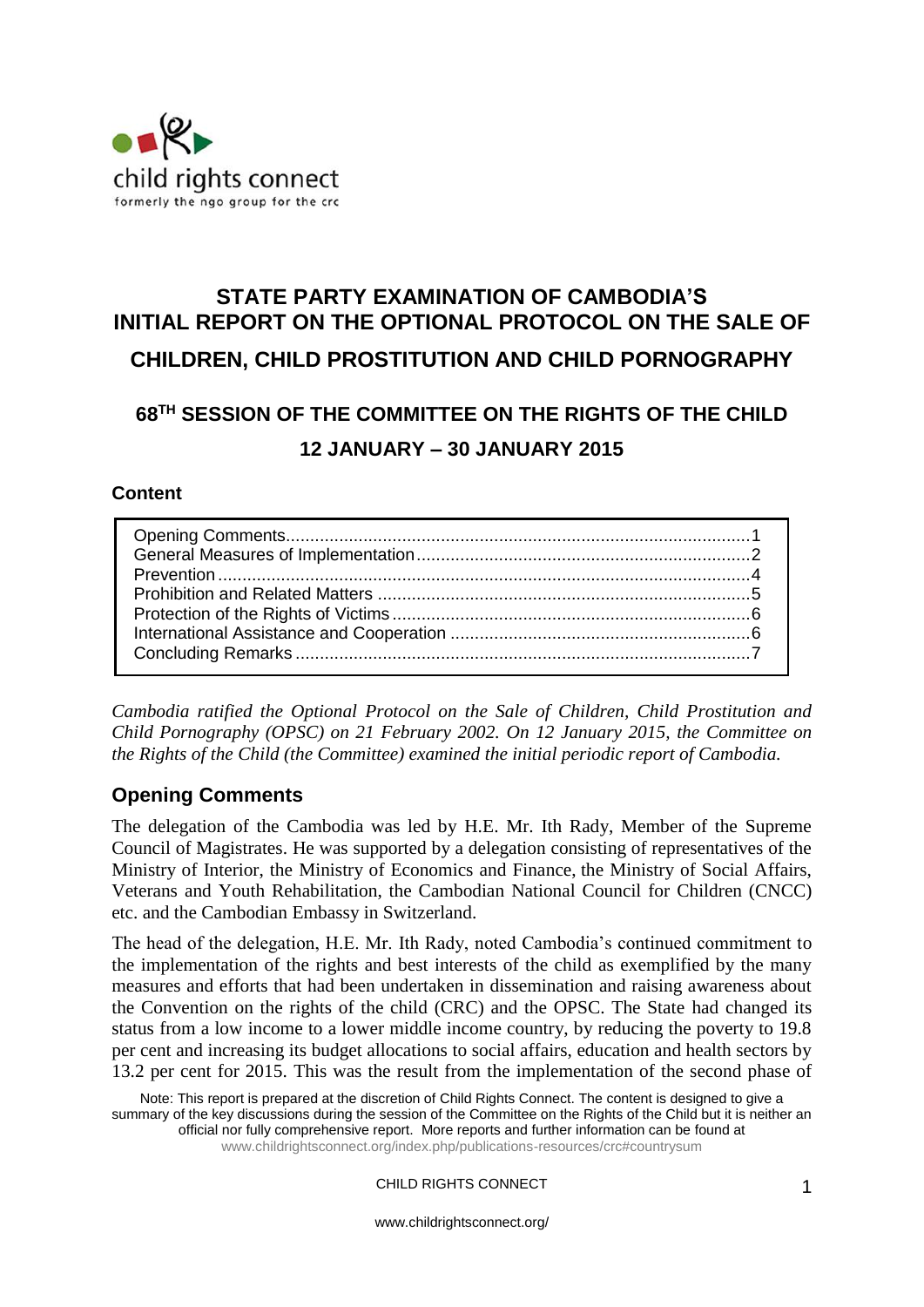child rights connect
formerly the ngo group for the crc

# STATE PARTY EXAMINATION OF CAMBODIA'S INITIAL REPORT ON THE OPTIONAL PROTOCOL ON THE SALE OF CHILDREN, CHILD PROSTITUTION AND CHILD PORNOGRAPHY

## 68TH SESSION OF THE COMMITTEE ON THE RIGHTS OF THE CHILD

## 12 JANUARY – 30 JANUARY 2015

### Content

| | |
|---|---|
| Opening Comments | 1 |
| General Measures of Implementation | 2 |
| Prevention | 4 |
| Prohibition and Related Matters | 5 |
| Protection of the Rights of Victims | 6 |
| International Assistance and Cooperation | 6 |
| Concluding Remarks | 7 |

*Cambodia ratified the Optional Protocol on the Sale of Children, Child Prostitution and Child Pornography (OPSC) on 21 February 2002. On 12 January 2015, the Committee on the Rights of the Child (the Committee) examined the initial periodic report of Cambodia.*

## Opening Comments

The delegation of the Cambodia was led by H.E. Mr. Ith Rady, Member of the Supreme Council of Magistrates. He was supported by a delegation consisting of representatives of the Ministry of Interior, the Ministry of Economics and Finance, the Ministry of Social Affairs, Veterans and Youth Rehabilitation, the Cambodian National Council for Children (CNCC) etc. and the Cambodian Embassy in Switzerland.

The head of the delegation, H.E. Mr. Ith Rady, noted Cambodia's continued commitment to the implementation of the rights and best interests of the child as exemplified by the many measures and efforts that had been undertaken in dissemination and raising awareness about the Convention on the rights of the child (CRC) and the OPSC. The State had changed its status from a low income to a lower middle income country, by reducing the poverty to 19.8 per cent and increasing its budget allocations to social affairs, education and health sectors by 13.2 per cent for 2015. This was the result from the implementation of the second phase of

Note: This report is prepared at the discretion of Child Rights Connect. The content is designed to give a summary of the key discussions during the session of the Committee on the Rights of the Child but it is neither an official nor fully comprehensive report. More reports and further information can be found at www.childrightsconnect.org/index.php/publications-resources/crc#countrysum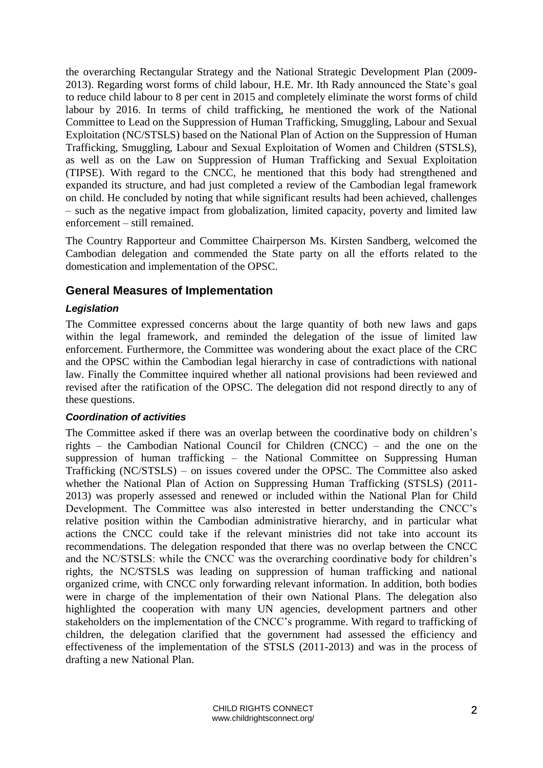the overarching Rectangular Strategy and the National Strategic Development Plan (2009-2013). Regarding worst forms of child labour, H.E. Mr. Ith Rady announced the State's goal to reduce child labour to 8 per cent in 2015 and completely eliminate the worst forms of child labour by 2016. In terms of child trafficking, he mentioned the work of the National Committee to Lead on the Suppression of Human Trafficking, Smuggling, Labour and Sexual Exploitation (NC/STSLS) based on the National Plan of Action on the Suppression of Human Trafficking, Smuggling, Labour and Sexual Exploitation of Women and Children (STSLS), as well as on the Law on Suppression of Human Trafficking and Sexual Exploitation (TIPSE). With regard to the CNCC, he mentioned that this body had strengthened and expanded its structure, and had just completed a review of the Cambodian legal framework on child. He concluded by noting that while significant results had been achieved, challenges – such as the negative impact from globalization, limited capacity, poverty and limited law enforcement – still remained.

The Country Rapporteur and Committee Chairperson Ms. Kirsten Sandberg, welcomed the Cambodian delegation and commended the State party on all the efforts related to the domestication and implementation of the OPSC.

## General Measures of Implementation

### *Legislation*

The Committee expressed concerns about the large quantity of both new laws and gaps within the legal framework, and reminded the delegation of the issue of limited law enforcement. Furthermore, the Committee was wondering about the exact place of the CRC and the OPSC within the Cambodian legal hierarchy in case of contradictions with national law. Finally the Committee inquired whether all national provisions had been reviewed and revised after the ratification of the OPSC. The delegation did not respond directly to any of these questions.

### *Coordination of activities*

The Committee asked if there was an overlap between the coordinative body on children's rights – the Cambodian National Council for Children (CNCC) – and the one on the suppression of human trafficking – the National Committee on Suppressing Human Trafficking (NC/STSLS) – on issues covered under the OPSC. The Committee also asked whether the National Plan of Action on Suppressing Human Trafficking (STSLS) (2011-2013) was properly assessed and renewed or included within the National Plan for Child Development. The Committee was also interested in better understanding the CNCC's relative position within the Cambodian administrative hierarchy, and in particular what actions the CNCC could take if the relevant ministries did not take into account its recommendations. The delegation responded that there was no overlap between the CNCC and the NC/STSLS: while the CNCC was the overarching coordinative body for children's rights, the NC/STSLS was leading on suppression of human trafficking and national organized crime, with CNCC only forwarding relevant information. In addition, both bodies were in charge of the implementation of their own National Plans. The delegation also highlighted the cooperation with many UN agencies, development partners and other stakeholders on the implementation of the CNCC's programme. With regard to trafficking of children, the delegation clarified that the government had assessed the efficiency and effectiveness of the implementation of the STSLS (2011-2013) and was in the process of drafting a new National Plan.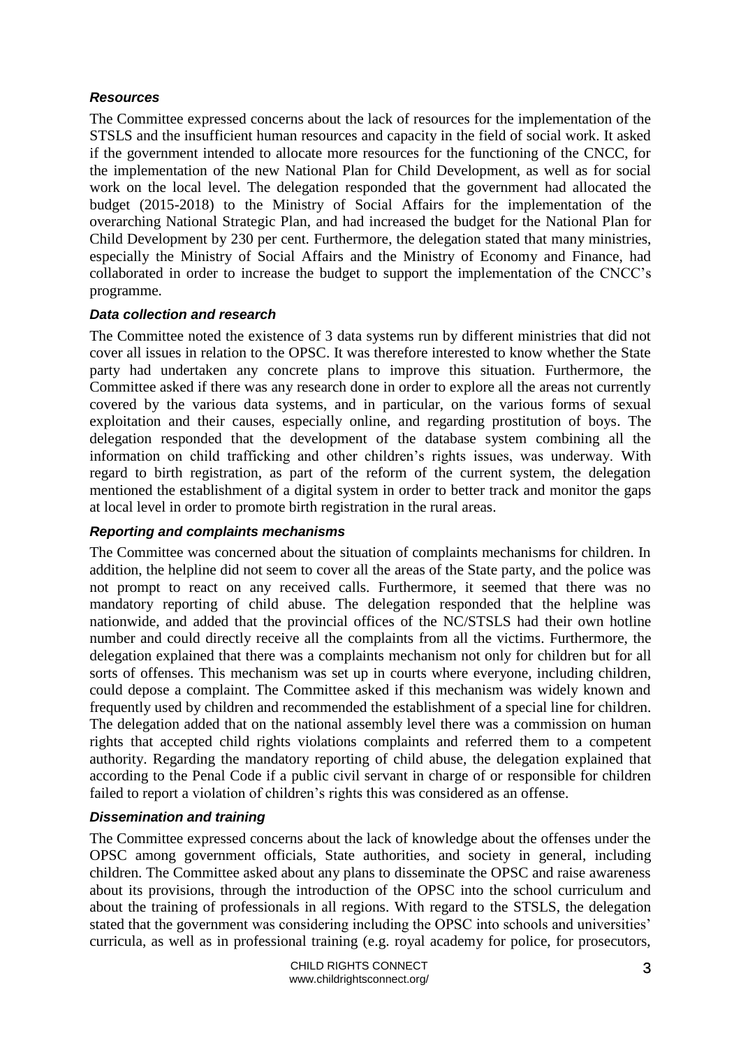### *Resources*

The Committee expressed concerns about the lack of resources for the implementation of the STSLS and the insufficient human resources and capacity in the field of social work. It asked if the government intended to allocate more resources for the functioning of the CNCC, for the implementation of the new National Plan for Child Development, as well as for social work on the local level. The delegation responded that the government had allocated the budget (2015-2018) to the Ministry of Social Affairs for the implementation of the overarching National Strategic Plan, and had increased the budget for the National Plan for Child Development by 230 per cent. Furthermore, the delegation stated that many ministries, especially the Ministry of Social Affairs and the Ministry of Economy and Finance, had collaborated in order to increase the budget to support the implementation of the CNCC's programme.

### *Data collection and research*

The Committee noted the existence of 3 data systems run by different ministries that did not cover all issues in relation to the OPSC. It was therefore interested to know whether the State party had undertaken any concrete plans to improve this situation. Furthermore, the Committee asked if there was any research done in order to explore all the areas not currently covered by the various data systems, and in particular, on the various forms of sexual exploitation and their causes, especially online, and regarding prostitution of boys. The delegation responded that the development of the database system combining all the information on child trafficking and other children's rights issues, was underway. With regard to birth registration, as part of the reform of the current system, the delegation mentioned the establishment of a digital system in order to better track and monitor the gaps at local level in order to promote birth registration in the rural areas.

### *Reporting and complaints mechanisms*

The Committee was concerned about the situation of complaints mechanisms for children. In addition, the helpline did not seem to cover all the areas of the State party, and the police was not prompt to react on any received calls. Furthermore, it seemed that there was no mandatory reporting of child abuse. The delegation responded that the helpline was nationwide, and added that the provincial offices of the NC/STSLS had their own hotline number and could directly receive all the complaints from all the victims. Furthermore, the delegation explained that there was a complaints mechanism not only for children but for all sorts of offenses. This mechanism was set up in courts where everyone, including children, could depose a complaint. The Committee asked if this mechanism was widely known and frequently used by children and recommended the establishment of a special line for children. The delegation added that on the national assembly level there was a commission on human rights that accepted child rights violations complaints and referred them to a competent authority. Regarding the mandatory reporting of child abuse, the delegation explained that according to the Penal Code if a public civil servant in charge of or responsible for children failed to report a violation of children's rights this was considered as an offense.

### *Dissemination and training*

The Committee expressed concerns about the lack of knowledge about the offenses under the OPSC among government officials, State authorities, and society in general, including children. The Committee asked about any plans to disseminate the OPSC and raise awareness about its provisions, through the introduction of the OPSC into the school curriculum and about the training of professionals in all regions. With regard to the STSLS, the delegation stated that the government was considering including the OPSC into schools and universities' curricula, as well as in professional training (e.g. royal academy for police, for prosecutors,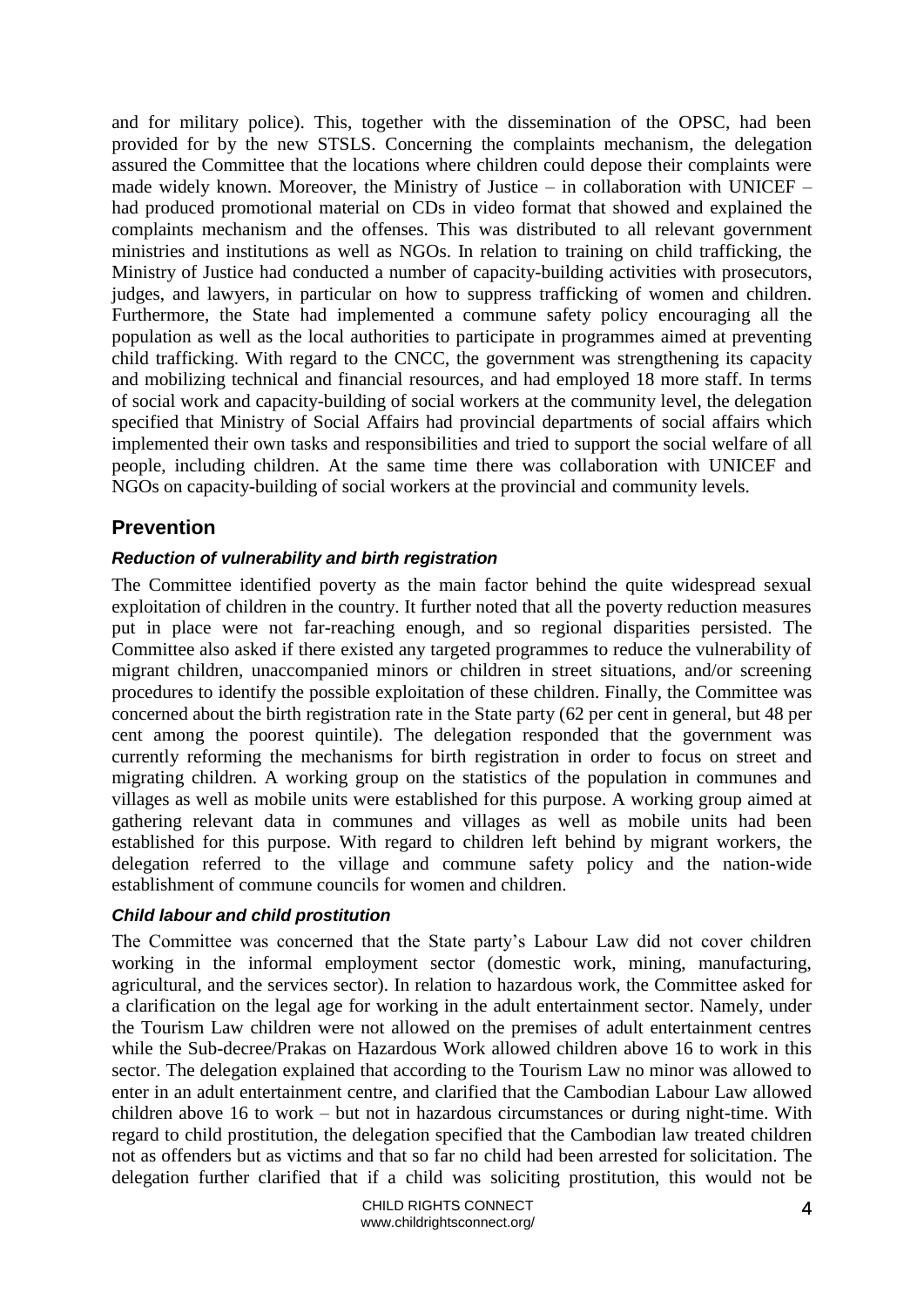and for military police). This, together with the dissemination of the OPSC, had been provided for by the new STSLS. Concerning the complaints mechanism, the delegation assured the Committee that the locations where children could depose their complaints were made widely known. Moreover, the Ministry of Justice – in collaboration with UNICEF – had produced promotional material on CDs in video format that showed and explained the complaints mechanism and the offenses. This was distributed to all relevant government ministries and institutions as well as NGOs. In relation to training on child trafficking, the Ministry of Justice had conducted a number of capacity-building activities with prosecutors, judges, and lawyers, in particular on how to suppress trafficking of women and children. Furthermore, the State had implemented a commune safety policy encouraging all the population as well as the local authorities to participate in programmes aimed at preventing child trafficking. With regard to the CNCC, the government was strengthening its capacity and mobilizing technical and financial resources, and had employed 18 more staff. In terms of social work and capacity-building of social workers at the community level, the delegation specified that Ministry of Social Affairs had provincial departments of social affairs which implemented their own tasks and responsibilities and tried to support the social welfare of all people, including children. At the same time there was collaboration with UNICEF and NGOs on capacity-building of social workers at the provincial and community levels.

## Prevention

### *Reduction of vulnerability and birth registration*

The Committee identified poverty as the main factor behind the quite widespread sexual exploitation of children in the country. It further noted that all the poverty reduction measures put in place were not far-reaching enough, and so regional disparities persisted. The Committee also asked if there existed any targeted programmes to reduce the vulnerability of migrant children, unaccompanied minors or children in street situations, and/or screening procedures to identify the possible exploitation of these children. Finally, the Committee was concerned about the birth registration rate in the State party (62 per cent in general, but 48 per cent among the poorest quintile). The delegation responded that the government was currently reforming the mechanisms for birth registration in order to focus on street and migrating children. A working group on the statistics of the population in communes and villages as well as mobile units were established for this purpose. A working group aimed at gathering relevant data in communes and villages as well as mobile units had been established for this purpose. With regard to children left behind by migrant workers, the delegation referred to the village and commune safety policy and the nation-wide establishment of commune councils for women and children.

### *Child labour and child prostitution*

The Committee was concerned that the State party's Labour Law did not cover children working in the informal employment sector (domestic work, mining, manufacturing, agricultural, and the services sector). In relation to hazardous work, the Committee asked for a clarification on the legal age for working in the adult entertainment sector. Namely, under the Tourism Law children were not allowed on the premises of adult entertainment centres while the Sub-decree/Prakas on Hazardous Work allowed children above 16 to work in this sector. The delegation explained that according to the Tourism Law no minor was allowed to enter in an adult entertainment centre, and clarified that the Cambodian Labour Law allowed children above 16 to work – but not in hazardous circumstances or during night-time. With regard to child prostitution, the delegation specified that the Cambodian law treated children not as offenders but as victims and that so far no child had been arrested for solicitation. The delegation further clarified that if a child was soliciting prostitution, this would not be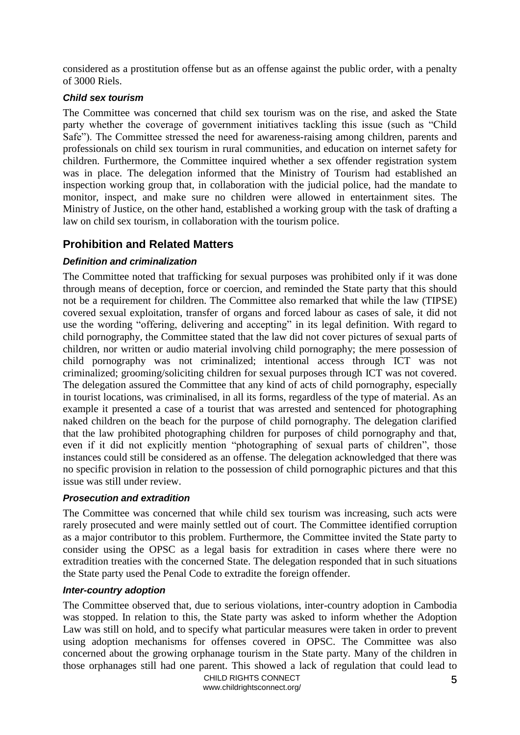considered as a prostitution offense but as an offense against the public order, with a penalty of 3000 Riels.

#### *Child sex tourism*

The Committee was concerned that child sex tourism was on the rise, and asked the State party whether the coverage of government initiatives tackling this issue (such as "Child Safe"). The Committee stressed the need for awareness-raising among children, parents and professionals on child sex tourism in rural communities, and education on internet safety for children. Furthermore, the Committee inquired whether a sex offender registration system was in place. The delegation informed that the Ministry of Tourism had established an inspection working group that, in collaboration with the judicial police, had the mandate to monitor, inspect, and make sure no children were allowed in entertainment sites. The Ministry of Justice, on the other hand, established a working group with the task of drafting a law on child sex tourism, in collaboration with the tourism police.

## Prohibition and Related Matters

#### *Definition and criminalization*

The Committee noted that trafficking for sexual purposes was prohibited only if it was done through means of deception, force or coercion, and reminded the State party that this should not be a requirement for children. The Committee also remarked that while the law (TIPSE) covered sexual exploitation, transfer of organs and forced labour as cases of sale, it did not use the wording "offering, delivering and accepting" in its legal definition. With regard to child pornography, the Committee stated that the law did not cover pictures of sexual parts of children, nor written or audio material involving child pornography; the mere possession of child pornography was not criminalized; intentional access through ICT was not criminalized; grooming/soliciting children for sexual purposes through ICT was not covered. The delegation assured the Committee that any kind of acts of child pornography, especially in tourist locations, was criminalised, in all its forms, regardless of the type of material. As an example it presented a case of a tourist that was arrested and sentenced for photographing naked children on the beach for the purpose of child pornography. The delegation clarified that the law prohibited photographing children for purposes of child pornography and that, even if it did not explicitly mention "photographing of sexual parts of children", those instances could still be considered as an offense. The delegation acknowledged that there was no specific provision in relation to the possession of child pornographic pictures and that this issue was still under review.

#### *Prosecution and extradition*

The Committee was concerned that while child sex tourism was increasing, such acts were rarely prosecuted and were mainly settled out of court. The Committee identified corruption as a major contributor to this problem. Furthermore, the Committee invited the State party to consider using the OPSC as a legal basis for extradition in cases where there were no extradition treaties with the concerned State. The delegation responded that in such situations the State party used the Penal Code to extradite the foreign offender.

#### *Inter-country adoption*

The Committee observed that, due to serious violations, inter-country adoption in Cambodia was stopped. In relation to this, the State party was asked to inform whether the Adoption Law was still on hold, and to specify what particular measures were taken in order to prevent using adoption mechanisms for offenses covered in OPSC. The Committee was also concerned about the growing orphanage tourism in the State party. Many of the children in those orphanages still had one parent. This showed a lack of regulation that could lead to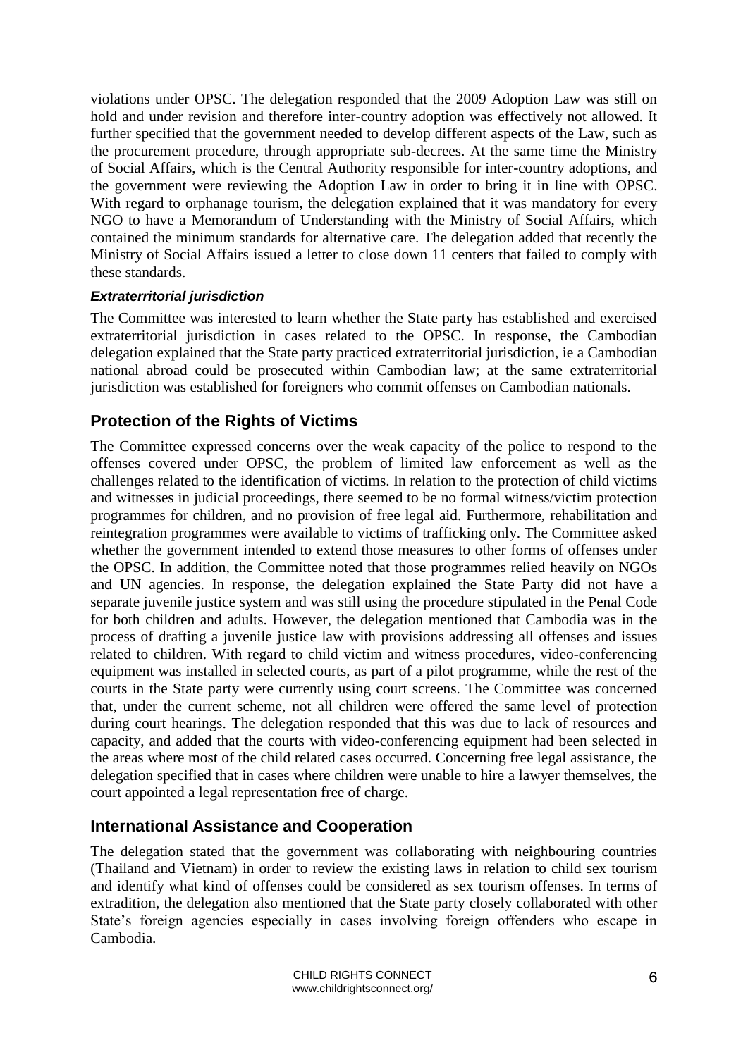violations under OPSC. The delegation responded that the 2009 Adoption Law was still on hold and under revision and therefore inter-country adoption was effectively not allowed. It further specified that the government needed to develop different aspects of the Law, such as the procurement procedure, through appropriate sub-decrees. At the same time the Ministry of Social Affairs, which is the Central Authority responsible for inter-country adoptions, and the government were reviewing the Adoption Law in order to bring it in line with OPSC. With regard to orphanage tourism, the delegation explained that it was mandatory for every NGO to have a Memorandum of Understanding with the Ministry of Social Affairs, which contained the minimum standards for alternative care. The delegation added that recently the Ministry of Social Affairs issued a letter to close down 11 centers that failed to comply with these standards.

#### *Extraterritorial jurisdiction*

The Committee was interested to learn whether the State party has established and exercised extraterritorial jurisdiction in cases related to the OPSC. In response, the Cambodian delegation explained that the State party practiced extraterritorial jurisdiction, ie a Cambodian national abroad could be prosecuted within Cambodian law; at the same extraterritorial jurisdiction was established for foreigners who commit offenses on Cambodian nationals.

## Protection of the Rights of Victims

The Committee expressed concerns over the weak capacity of the police to respond to the offenses covered under OPSC, the problem of limited law enforcement as well as the challenges related to the identification of victims. In relation to the protection of child victims and witnesses in judicial proceedings, there seemed to be no formal witness/victim protection programmes for children, and no provision of free legal aid. Furthermore, rehabilitation and reintegration programmes were available to victims of trafficking only. The Committee asked whether the government intended to extend those measures to other forms of offenses under the OPSC. In addition, the Committee noted that those programmes relied heavily on NGOs and UN agencies. In response, the delegation explained the State Party did not have a separate juvenile justice system and was still using the procedure stipulated in the Penal Code for both children and adults. However, the delegation mentioned that Cambodia was in the process of drafting a juvenile justice law with provisions addressing all offenses and issues related to children. With regard to child victim and witness procedures, video-conferencing equipment was installed in selected courts, as part of a pilot programme, while the rest of the courts in the State party were currently using court screens. The Committee was concerned that, under the current scheme, not all children were offered the same level of protection during court hearings. The delegation responded that this was due to lack of resources and capacity, and added that the courts with video-conferencing equipment had been selected in the areas where most of the child related cases occurred. Concerning free legal assistance, the delegation specified that in cases where children were unable to hire a lawyer themselves, the court appointed a legal representation free of charge.

## International Assistance and Cooperation

The delegation stated that the government was collaborating with neighbouring countries (Thailand and Vietnam) in order to review the existing laws in relation to child sex tourism and identify what kind of offenses could be considered as sex tourism offenses. In terms of extradition, the delegation also mentioned that the State party closely collaborated with other State's foreign agencies especially in cases involving foreign offenders who escape in Cambodia.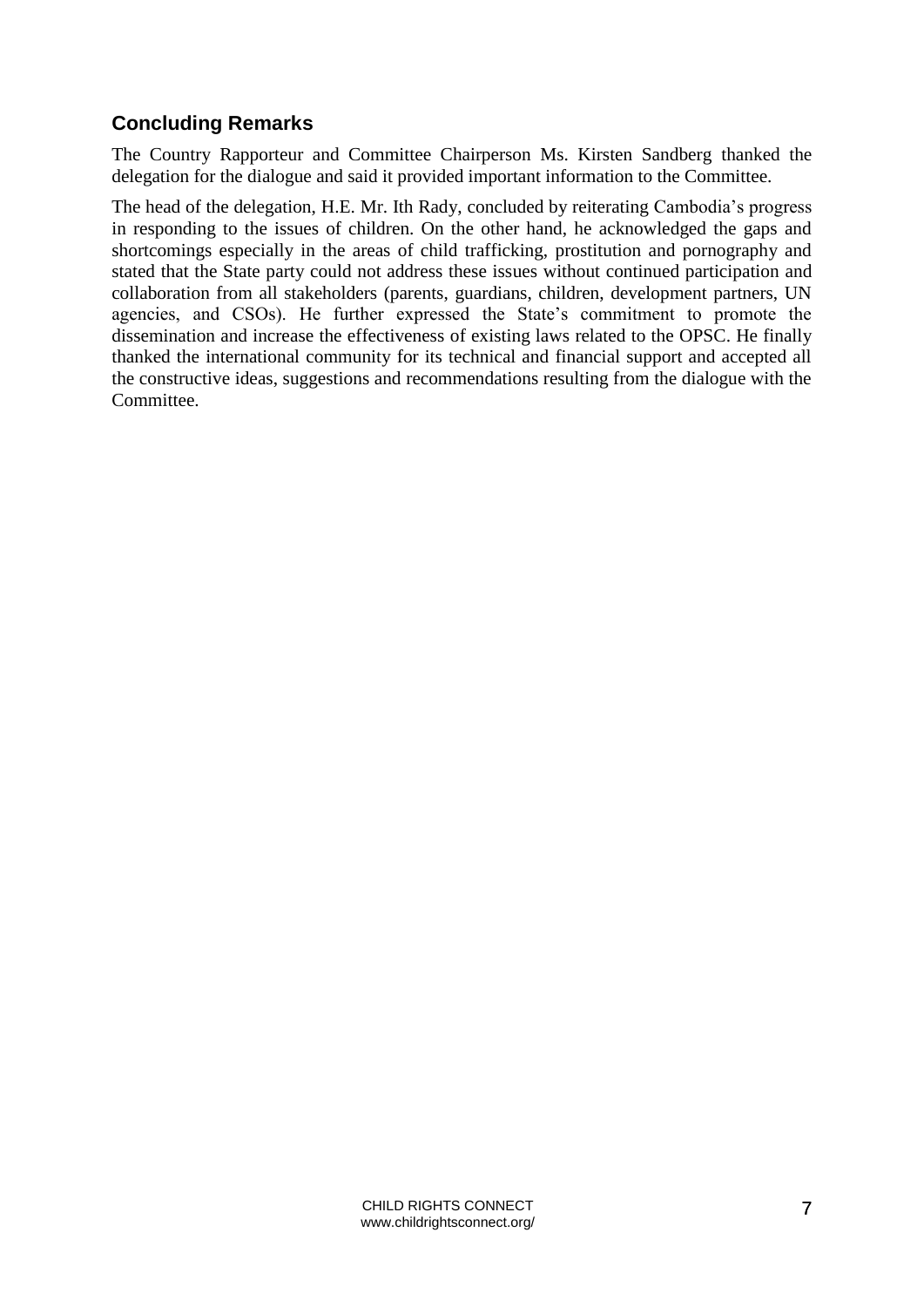## Concluding Remarks

The Country Rapporteur and Committee Chairperson Ms. Kirsten Sandberg thanked the delegation for the dialogue and said it provided important information to the Committee.

The head of the delegation, H.E. Mr. Ith Rady, concluded by reiterating Cambodia's progress in responding to the issues of children. On the other hand, he acknowledged the gaps and shortcomings especially in the areas of child trafficking, prostitution and pornography and stated that the State party could not address these issues without continued participation and collaboration from all stakeholders (parents, guardians, children, development partners, UN agencies, and CSOs). He further expressed the State's commitment to promote the dissemination and increase the effectiveness of existing laws related to the OPSC. He finally thanked the international community for its technical and financial support and accepted all the constructive ideas, suggestions and recommendations resulting from the dialogue with the Committee.